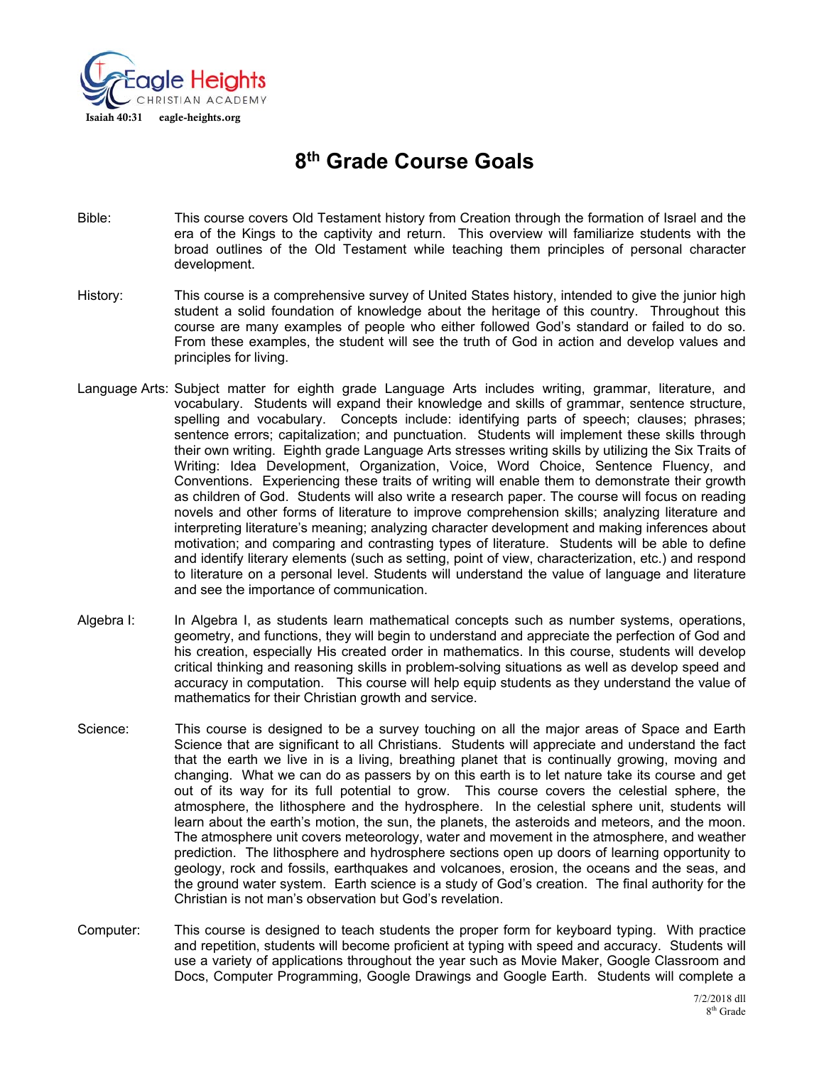Eagle Heights
CHRISTIAN ACADEMY
Isaiah 40:31 eagle-heights.org

# 8th Grade Course Goals

**Bible:** This course covers Old Testament history from Creation through the formation of Israel and the era of the Kings to the captivity and return. This overview will familiarize students with the broad outlines of the Old Testament while teaching them principles of personal character development.

**History:** This course is a comprehensive survey of United States history, intended to give the junior high student a solid foundation of knowledge about the heritage of this country. Throughout this course are many examples of people who either followed God's standard or failed to do so. From these examples, the student will see the truth of God in action and develop values and principles for living.

**Language Arts:** Subject matter for eighth grade Language Arts includes writing, grammar, literature, and vocabulary. Students will expand their knowledge and skills of grammar, sentence structure, spelling and vocabulary. Concepts include: identifying parts of speech; clauses; phrases; sentence errors; capitalization; and punctuation. Students will implement these skills through their own writing. Eighth grade Language Arts stresses writing skills by utilizing the Six Traits of Writing: Idea Development, Organization, Voice, Word Choice, Sentence Fluency, and Conventions. Experiencing these traits of writing will enable them to demonstrate their growth as children of God. Students will also write a research paper. The course will focus on reading novels and other forms of literature to improve comprehension skills; analyzing literature and interpreting literature's meaning; analyzing character development and making inferences about motivation; and comparing and contrasting types of literature. Students will be able to define and identify literary elements (such as setting, point of view, characterization, etc.) and respond to literature on a personal level. Students will understand the value of language and literature and see the importance of communication.

**Algebra I:** In Algebra I, as students learn mathematical concepts such as number systems, operations, geometry, and functions, they will begin to understand and appreciate the perfection of God and his creation, especially His created order in mathematics. In this course, students will develop critical thinking and reasoning skills in problem-solving situations as well as develop speed and accuracy in computation. This course will help equip students as they understand the value of mathematics for their Christian growth and service.

**Science:** This course is designed to be a survey touching on all the major areas of Space and Earth Science that are significant to all Christians. Students will appreciate and understand the fact that the earth we live in is a living, breathing planet that is continually growing, moving and changing. What we can do as passers by on this earth is to let nature take its course and get out of its way for its full potential to grow. This course covers the celestial sphere, the atmosphere, the lithosphere and the hydrosphere. In the celestial sphere unit, students will learn about the earth's motion, the sun, the planets, the asteroids and meteors, and the moon. The atmosphere unit covers meteorology, water and movement in the atmosphere, and weather prediction. The lithosphere and hydrosphere sections open up doors of learning opportunity to geology, rock and fossils, earthquakes and volcanoes, erosion, the oceans and the seas, and the ground water system. Earth science is a study of God's creation. The final authority for the Christian is not man's observation but God's revelation.

**Computer:** This course is designed to teach students the proper form for keyboard typing. With practice and repetition, students will become proficient at typing with speed and accuracy. Students will use a variety of applications throughout the year such as Movie Maker, Google Classroom and Docs, Computer Programming, Google Drawings and Google Earth. Students will complete a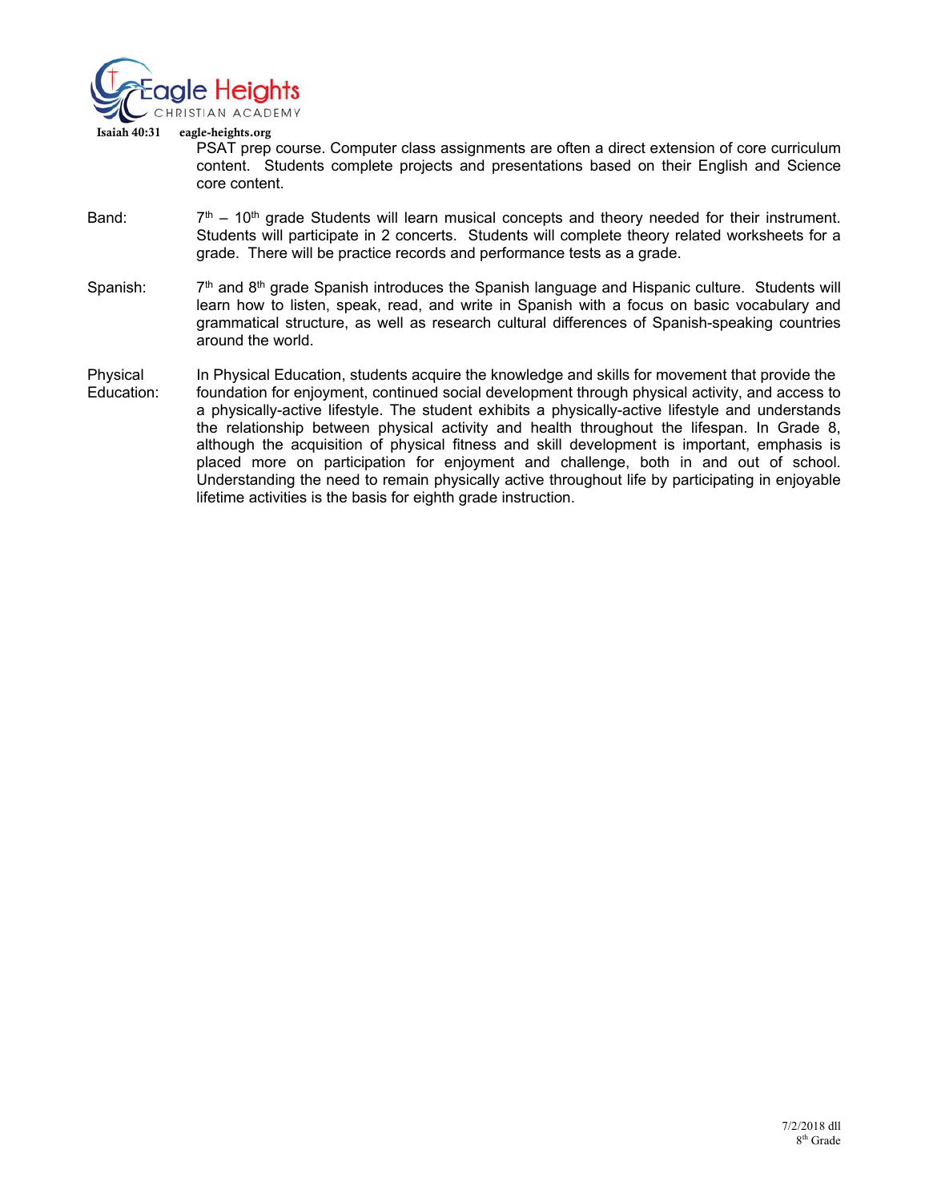PSAT prep course. Computer class assignments are often a direct extension of core curriculum content. Students complete projects and presentations based on their English and Science core content.

**Band:** 7th – 10th grade Students will learn musical concepts and theory needed for their instrument. Students will participate in 2 concerts. Students will complete theory related worksheets for a grade. There will be practice records and performance tests as a grade.

**Spanish:** 7th and 8th grade Spanish introduces the Spanish language and Hispanic culture. Students will learn how to listen, speak, read, and write in Spanish with a focus on basic vocabulary and grammatical structure, as well as research cultural differences of Spanish-speaking countries around the world.

**Physical Education:** In Physical Education, students acquire the knowledge and skills for movement that provide the foundation for enjoyment, continued social development through physical activity, and access to a physically-active lifestyle. The student exhibits a physically-active lifestyle and understands the relationship between physical activity and health throughout the lifespan. In Grade 8, although the acquisition of physical fitness and skill development is important, emphasis is placed more on participation for enjoyment and challenge, both in and out of school. Understanding the need to remain physically active throughout life by participating in enjoyable lifetime activities is the basis for eighth grade instruction.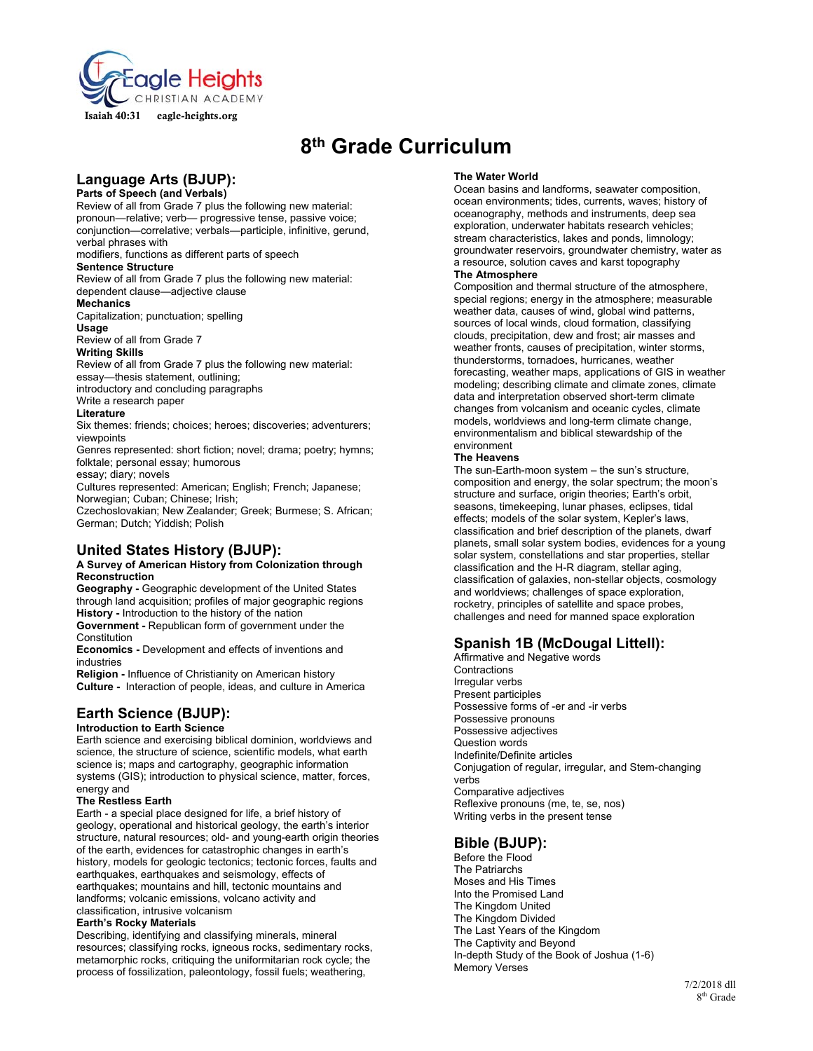Eagle Heights CHRISTIAN ACADEMY

Isaiah 40:31 eagle-heights.org

# 8th Grade Curriculum

## Language Arts (BJUP):

**Parts of Speech (and Verbals)**

Review of all from Grade 7 plus the following new material: pronoun—relative; verb— progressive tense, passive voice; conjunction—correlative; verbals—participle, infinitive, gerund, verbal phrases with modifiers, functions as different parts of speech

**Sentence Structure**

Review of all from Grade 7 plus the following new material: dependent clause—adjective clause

**Mechanics**

Capitalization; punctuation; spelling

**Usage**

Review of all from Grade 7

**Writing Skills**

Review of all from Grade 7 plus the following new material: essay—thesis statement, outlining; introductory and concluding paragraphs

Write a research paper

**Literature**

Six themes: friends; choices; heroes; discoveries; adventurers; viewpoints

Genres represented: short fiction; novel; drama; poetry; hymns; folktale; personal essay; humorous essay; diary; novels

Cultures represented: American; English; French; Japanese; Norwegian; Cuban; Chinese; Irish; Czechoslovakian; New Zealander; Greek; Burmese; S. African; German; Dutch; Yiddish; Polish

## United States History (BJUP):

**A Survey of American History from Colonization through Reconstruction**

**Geography -** Geographic development of the United States through land acquisition; profiles of major geographic regions

**History -** Introduction to the history of the nation

**Government -** Republican form of government under the Constitution

**Economics -** Development and effects of inventions and industries

**Religion -** Influence of Christianity on American history

**Culture -** Interaction of people, ideas, and culture in America

## Earth Science (BJUP):

**Introduction to Earth Science**

Earth science and exercising biblical dominion, worldviews and science, the structure of science, scientific models, what earth science is; maps and cartography, geographic information systems (GIS); introduction to physical science, matter, forces, energy and

**The Restless Earth**

Earth - a special place designed for life, a brief history of geology, operational and historical geology, the earth's interior structure, natural resources; old- and young-earth origin theories of the earth, evidences for catastrophic changes in earth's history, models for geologic tectonics; tectonic forces, faults and earthquakes, earthquakes and seismology, effects of earthquakes; mountains and hill, tectonic mountains and landforms; volcanic emissions, volcano activity and classification, intrusive volcanism

**Earth's Rocky Materials**

Describing, identifying and classifying minerals, mineral resources; classifying rocks, igneous rocks, sedimentary rocks, metamorphic rocks, critiquing the uniformitarian rock cycle; the process of fossilization, paleontology, fossil fuels; weathering,

**The Water World**

Ocean basins and landforms, seawater composition, ocean environments; tides, currents, waves; history of oceanography, methods and instruments, deep sea exploration, underwater habitats research vehicles; stream characteristics, lakes and ponds, limnology; groundwater reservoirs, groundwater chemistry, water as a resource, solution caves and karst topography

**The Atmosphere**

Composition and thermal structure of the atmosphere, special regions; energy in the atmosphere; measurable weather data, causes of wind, global wind patterns, sources of local winds, cloud formation, classifying clouds, precipitation, dew and frost; air masses and weather fronts, causes of precipitation, winter storms, thunderstorms, tornadoes, hurricanes, weather forecasting, weather maps, applications of GIS in weather modeling; describing climate and climate zones, climate data and interpretation observed short-term climate changes from volcanism and oceanic cycles, climate models, worldviews and long-term climate change, environmentalism and biblical stewardship of the environment

**The Heavens**

The sun-Earth-moon system – the sun's structure, composition and energy, the solar spectrum; the moon's structure and surface, origin theories; Earth's orbit, seasons, timekeeping, lunar phases, eclipses, tidal effects; models of the solar system, Kepler's laws, classification and brief description of the planets, dwarf planets, small solar system bodies, evidences for a young solar system, constellations and star properties, stellar classification and the H-R diagram, stellar aging, classification of galaxies, non-stellar objects, cosmology and worldviews; challenges of space exploration, rocketry, principles of satellite and space probes, challenges and need for manned space exploration

## Spanish 1B (McDougal Littell):

Affirmative and Negative words
Contractions
Irregular verbs
Present participles
Possessive forms of -er and -ir verbs
Possessive pronouns
Possessive adjectives
Question words
Indefinite/Definite articles
Conjugation of regular, irregular, and Stem-changing verbs
Comparative adjectives
Reflexive pronouns (me, te, se, nos)
Writing verbs in the present tense

## Bible (BJUP):

Before the Flood
The Patriarchs
Moses and His Times
Into the Promised Land
The Kingdom United
The Kingdom Divided
The Last Years of the Kingdom
The Captivity and Beyond
In-depth Study of the Book of Joshua (1-6)
Memory Verses

7/2/2018 dll
8th Grade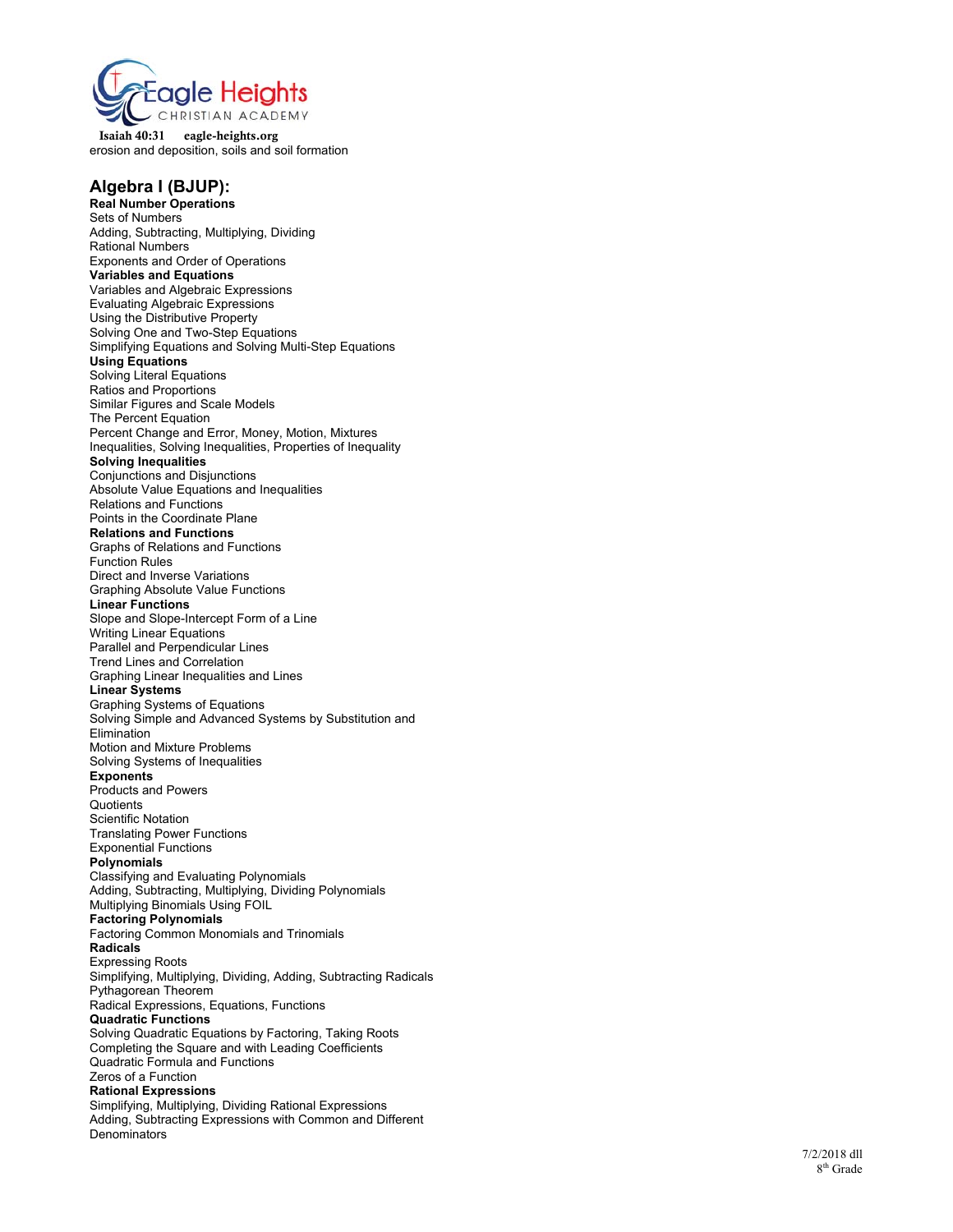erosion and deposition, soils and soil formation

## Algebra I (BJUP):

**Real Number Operations**
Sets of Numbers
Adding, Subtracting, Multiplying, Dividing
Rational Numbers
Exponents and Order of Operations
**Variables and Equations**
Variables and Algebraic Expressions
Evaluating Algebraic Expressions
Using the Distributive Property
Solving One and Two-Step Equations
Simplifying Equations and Solving Multi-Step Equations
**Using Equations**
Solving Literal Equations
Ratios and Proportions
Similar Figures and Scale Models
The Percent Equation
Percent Change and Error, Money, Motion, Mixtures
Inequalities, Solving Inequalities, Properties of Inequality
**Solving Inequalities**
Conjunctions and Disjunctions
Absolute Value Equations and Inequalities
Relations and Functions
Points in the Coordinate Plane
**Relations and Functions**
Graphs of Relations and Functions
Function Rules
Direct and Inverse Variations
Graphing Absolute Value Functions
**Linear Functions**
Slope and Slope-Intercept Form of a Line
Writing Linear Equations
Parallel and Perpendicular Lines
Trend Lines and Correlation
Graphing Linear Inequalities and Lines
**Linear Systems**
Graphing Systems of Equations
Solving Simple and Advanced Systems by Substitution and Elimination
Motion and Mixture Problems
Solving Systems of Inequalities
**Exponents**
Products and Powers
Quotients
Scientific Notation
Translating Power Functions
Exponential Functions
**Polynomials**
Classifying and Evaluating Polynomials
Adding, Subtracting, Multiplying, Dividing Polynomials
Multiplying Binomials Using FOIL
**Factoring Polynomials**
Factoring Common Monomials and Trinomials
**Radicals**
Expressing Roots
Simplifying, Multiplying, Dividing, Adding, Subtracting Radicals
Pythagorean Theorem
Radical Expressions, Equations, Functions
**Quadratic Functions**
Solving Quadratic Equations by Factoring, Taking Roots
Completing the Square and with Leading Coefficients
Quadratic Formula and Functions
Zeros of a Function
**Rational Expressions**
Simplifying, Multiplying, Dividing Rational Expressions
Adding, Subtracting Expressions with Common and Different Denominators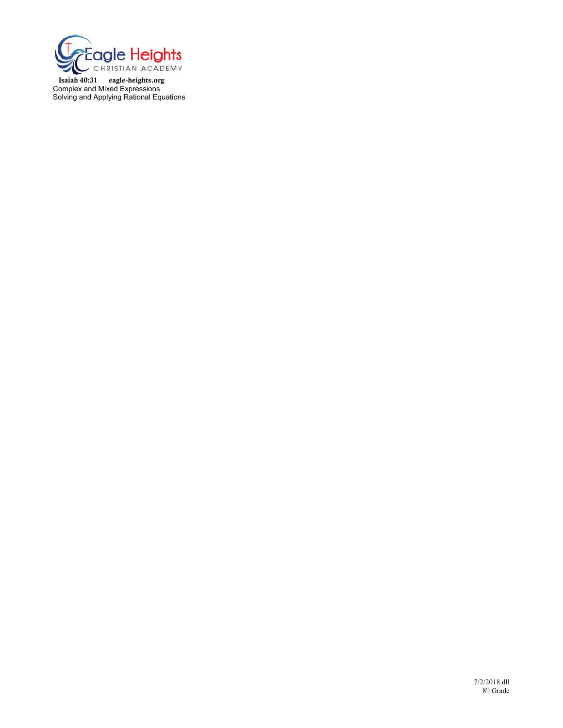Complex and Mixed Expressions
Solving and Applying Rational Equations